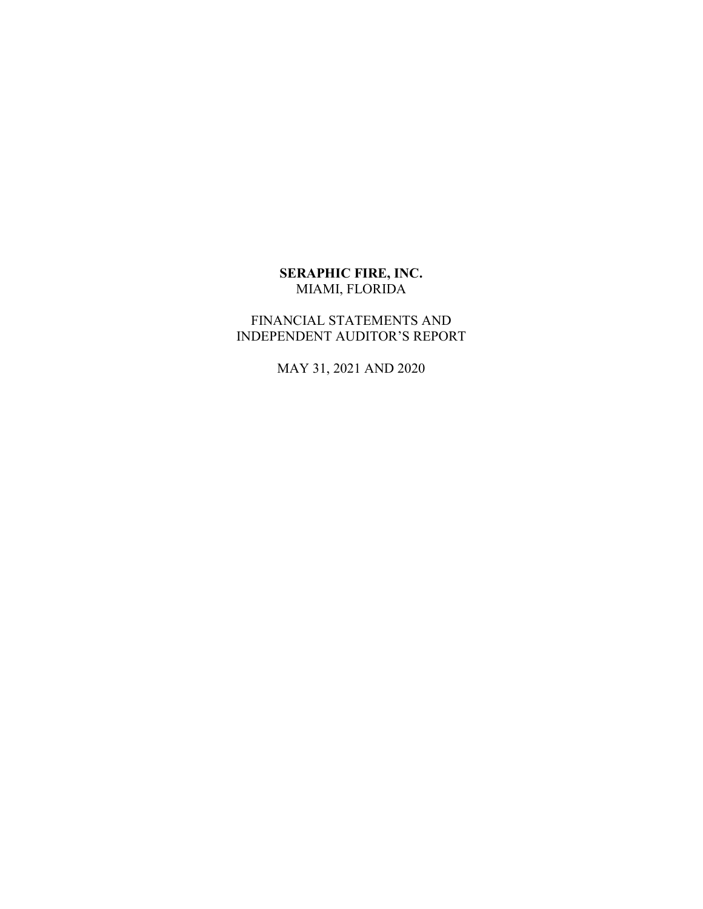**SERAPHIC FIRE, INC.**
MIAMI, FLORIDA

FINANCIAL STATEMENTS AND
INDEPENDENT AUDITOR'S REPORT

MAY 31, 2021 AND 2020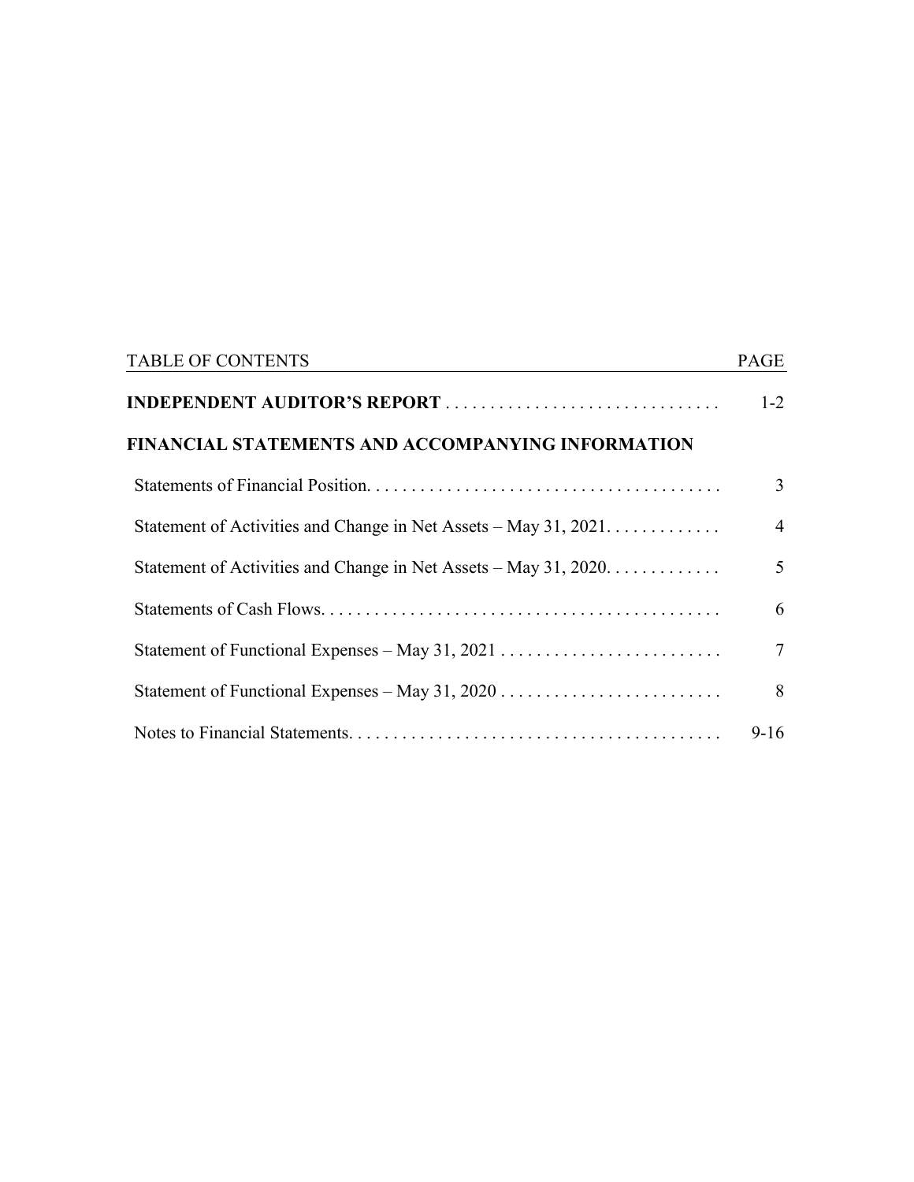| TABLE OF CONTENTS | PAGE |
| --- | --- |
| **INDEPENDENT AUDITOR'S REPORT** | 1-2 |
| **FINANCIAL STATEMENTS AND ACCOMPANYING INFORMATION** | |
| Statements of Financial Position | 3 |
| Statement of Activities and Change in Net Assets – May 31, 2021 | 4 |
| Statement of Activities and Change in Net Assets – May 31, 2020 | 5 |
| Statements of Cash Flows | 6 |
| Statement of Functional Expenses – May 31, 2021 | 7 |
| Statement of Functional Expenses – May 31, 2020 | 8 |
| Notes to Financial Statements | 9-16 |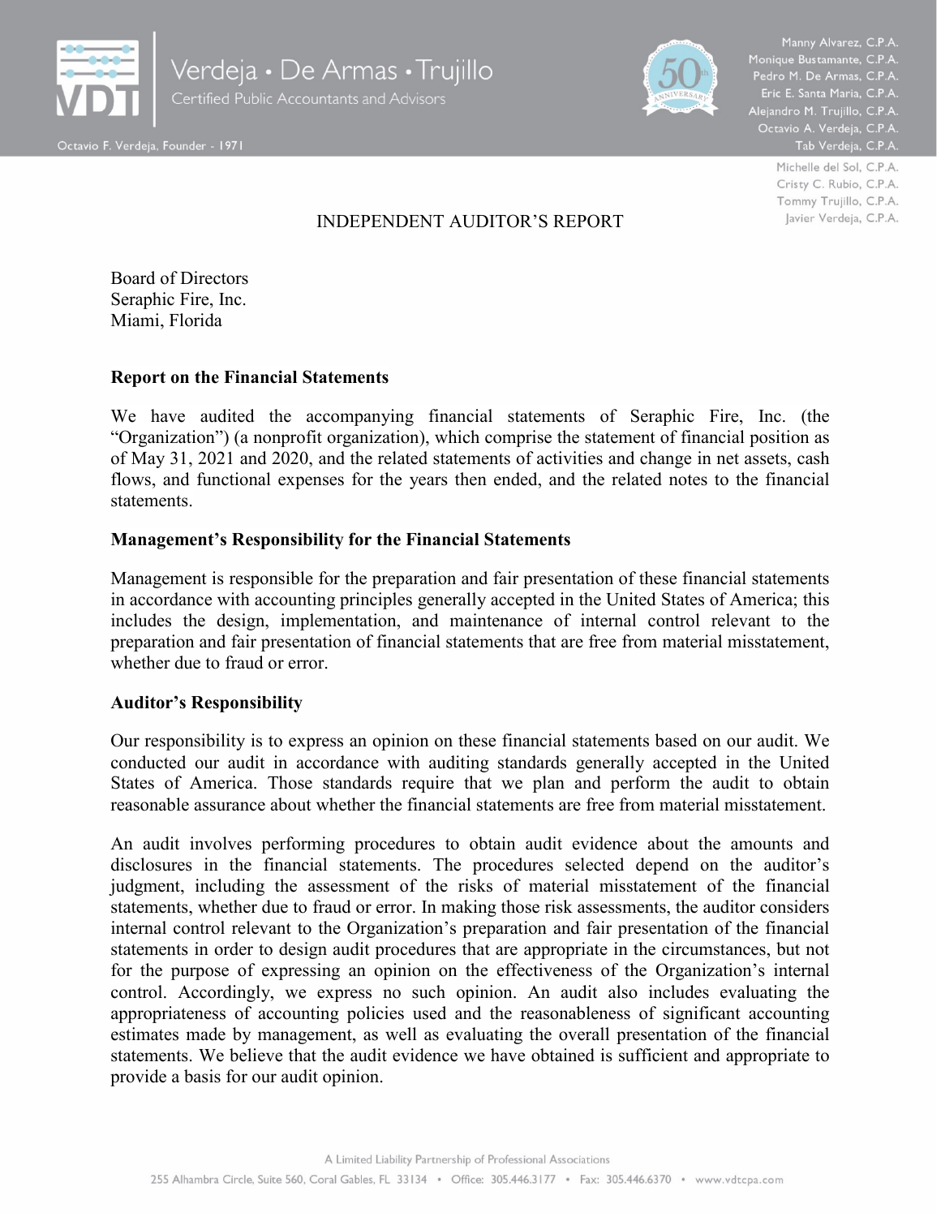# INDEPENDENT AUDITOR'S REPORT

Board of Directors
Seraphic Fire, Inc.
Miami, Florida

## Report on the Financial Statements

We have audited the accompanying financial statements of Seraphic Fire, Inc. (the "Organization") (a nonprofit organization), which comprise the statement of financial position as of May 31, 2021 and 2020, and the related statements of activities and change in net assets, cash flows, and functional expenses for the years then ended, and the related notes to the financial statements.

## Management's Responsibility for the Financial Statements

Management is responsible for the preparation and fair presentation of these financial statements in accordance with accounting principles generally accepted in the United States of America; this includes the design, implementation, and maintenance of internal control relevant to the preparation and fair presentation of financial statements that are free from material misstatement, whether due to fraud or error.

## Auditor's Responsibility

Our responsibility is to express an opinion on these financial statements based on our audit. We conducted our audit in accordance with auditing standards generally accepted in the United States of America. Those standards require that we plan and perform the audit to obtain reasonable assurance about whether the financial statements are free from material misstatement.

An audit involves performing procedures to obtain audit evidence about the amounts and disclosures in the financial statements. The procedures selected depend on the auditor's judgment, including the assessment of the risks of material misstatement of the financial statements, whether due to fraud or error. In making those risk assessments, the auditor considers internal control relevant to the Organization's preparation and fair presentation of the financial statements in order to design audit procedures that are appropriate in the circumstances, but not for the purpose of expressing an opinion on the effectiveness of the Organization's internal control. Accordingly, we express no such opinion. An audit also includes evaluating the appropriateness of accounting policies used and the reasonableness of significant accounting estimates made by management, as well as evaluating the overall presentation of the financial statements. We believe that the audit evidence we have obtained is sufficient and appropriate to provide a basis for our audit opinion.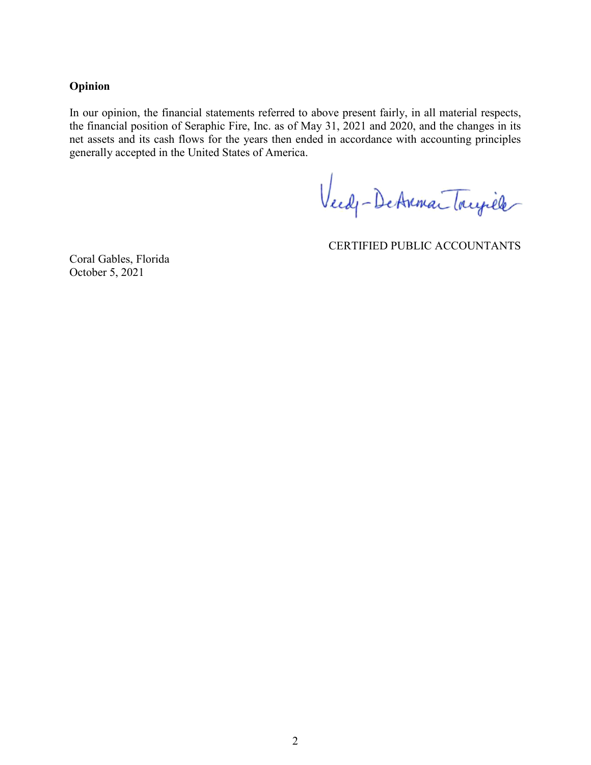**Opinion**

In our opinion, the financial statements referred to above present fairly, in all material respects, the financial position of Seraphic Fire, Inc. as of May 31, 2021 and 2020, and the changes in its net assets and its cash flows for the years then ended in accordance with accounting principles generally accepted in the United States of America.

Verdeja-DeArmas-Trujillo

CERTIFIED PUBLIC ACCOUNTANTS

Coral Gables, Florida
October 5, 2021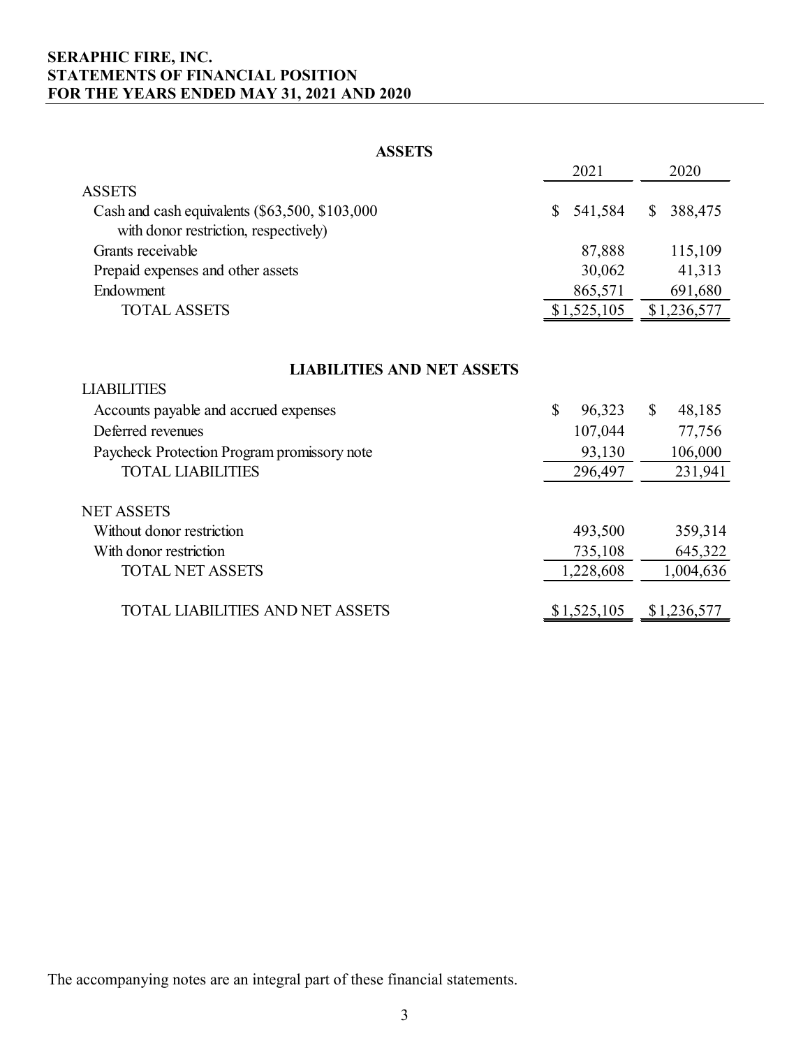**SERAPHIC FIRE, INC.**
**STATEMENTS OF FINANCIAL POSITION**
**FOR THE YEARS ENDED MAY 31, 2021 AND 2020**

## ASSETS

| | 2021 | 2020 |
|---|---|---|
| ASSETS | | |
| Cash and cash equivalents ($63,500, $103,000 with donor restriction, respectively) | $ 541,584 | $ 388,475 |
| Grants receivable | 87,888 | 115,109 |
| Prepaid expenses and other assets | 30,062 | 41,313 |
| Endowment | 865,571 | 691,680 |
| TOTAL ASSETS | $1,525,105 | $1,236,577 |

## LIABILITIES AND NET ASSETS

| | 2021 | 2020 |
|---|---|---|
| LIABILITIES | | |
| Accounts payable and accrued expenses | $ 96,323 | $ 48,185 |
| Deferred revenues | 107,044 | 77,756 |
| Paycheck Protection Program promissory note | 93,130 | 106,000 |
| TOTAL LIABILITIES | 296,497 | 231,941 |
| NET ASSETS | | |
| Without donor restriction | 493,500 | 359,314 |
| With donor restriction | 735,108 | 645,322 |
| TOTAL NET ASSETS | 1,228,608 | 1,004,636 |
| TOTAL LIABILITIES AND NET ASSETS | $1,525,105 | $1,236,577 |

The accompanying notes are an integral part of these financial statements.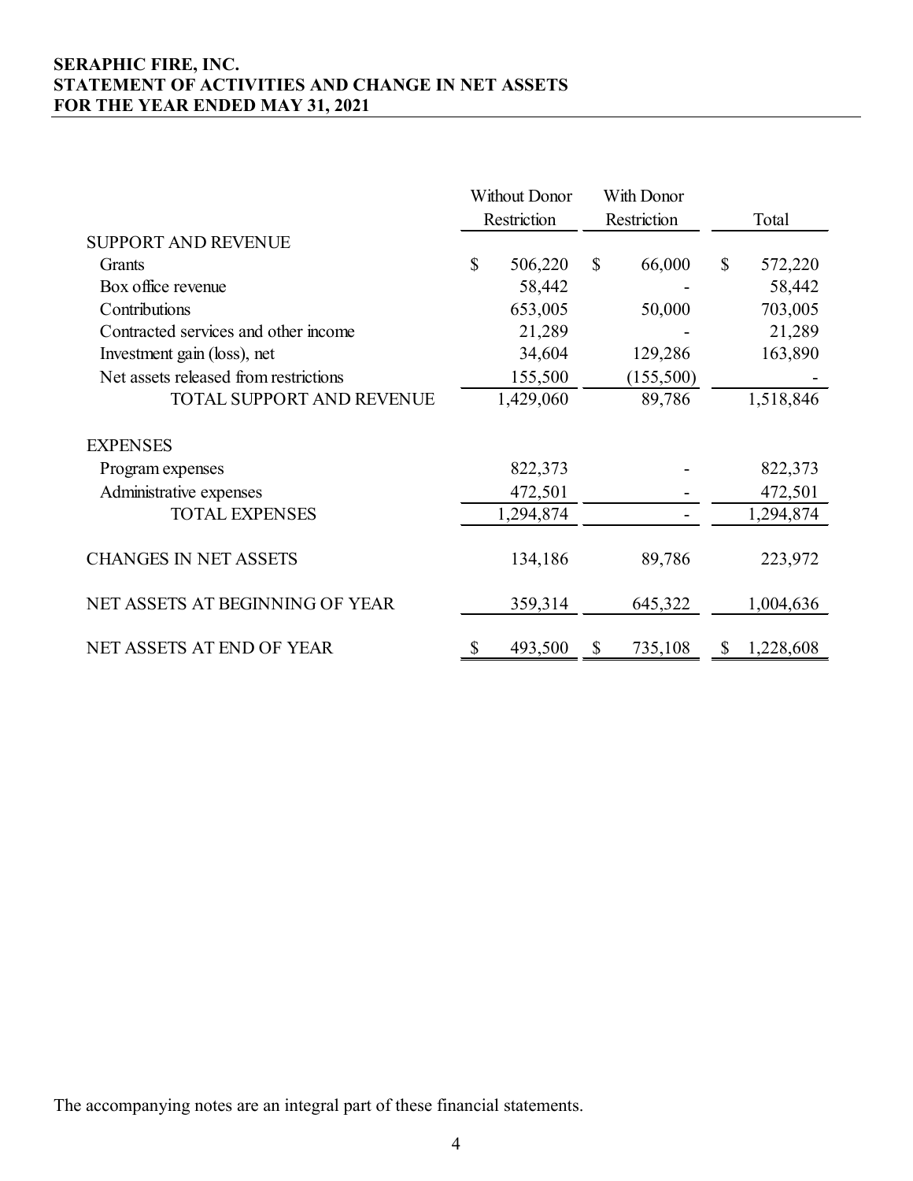**SERAPHIC FIRE, INC.**
**STATEMENT OF ACTIVITIES AND CHANGE IN NET ASSETS**
**FOR THE YEAR ENDED MAY 31, 2021**

| | Without Donor Restriction | With Donor Restriction | Total |
|---|---|---|---|
| SUPPORT AND REVENUE | | | |
| Grants | $ 506,220 | $ 66,000 | $ 572,220 |
| Box office revenue | 58,442 | - | 58,442 |
| Contributions | 653,005 | 50,000 | 703,005 |
| Contracted services and other income | 21,289 | - | 21,289 |
| Investment gain (loss), net | 34,604 | 129,286 | 163,890 |
| Net assets released from restrictions | 155,500 | (155,500) | - |
| TOTAL SUPPORT AND REVENUE | 1,429,060 | 89,786 | 1,518,846 |
| EXPENSES | | | |
| Program expenses | 822,373 | - | 822,373 |
| Administrative expenses | 472,501 | - | 472,501 |
| TOTAL EXPENSES | 1,294,874 | - | 1,294,874 |
| CHANGES IN NET ASSETS | 134,186 | 89,786 | 223,972 |
| NET ASSETS AT BEGINNING OF YEAR | 359,314 | 645,322 | 1,004,636 |
| NET ASSETS AT END OF YEAR | $ 493,500 | $ 735,108 | $ 1,228,608 |

The accompanying notes are an integral part of these financial statements.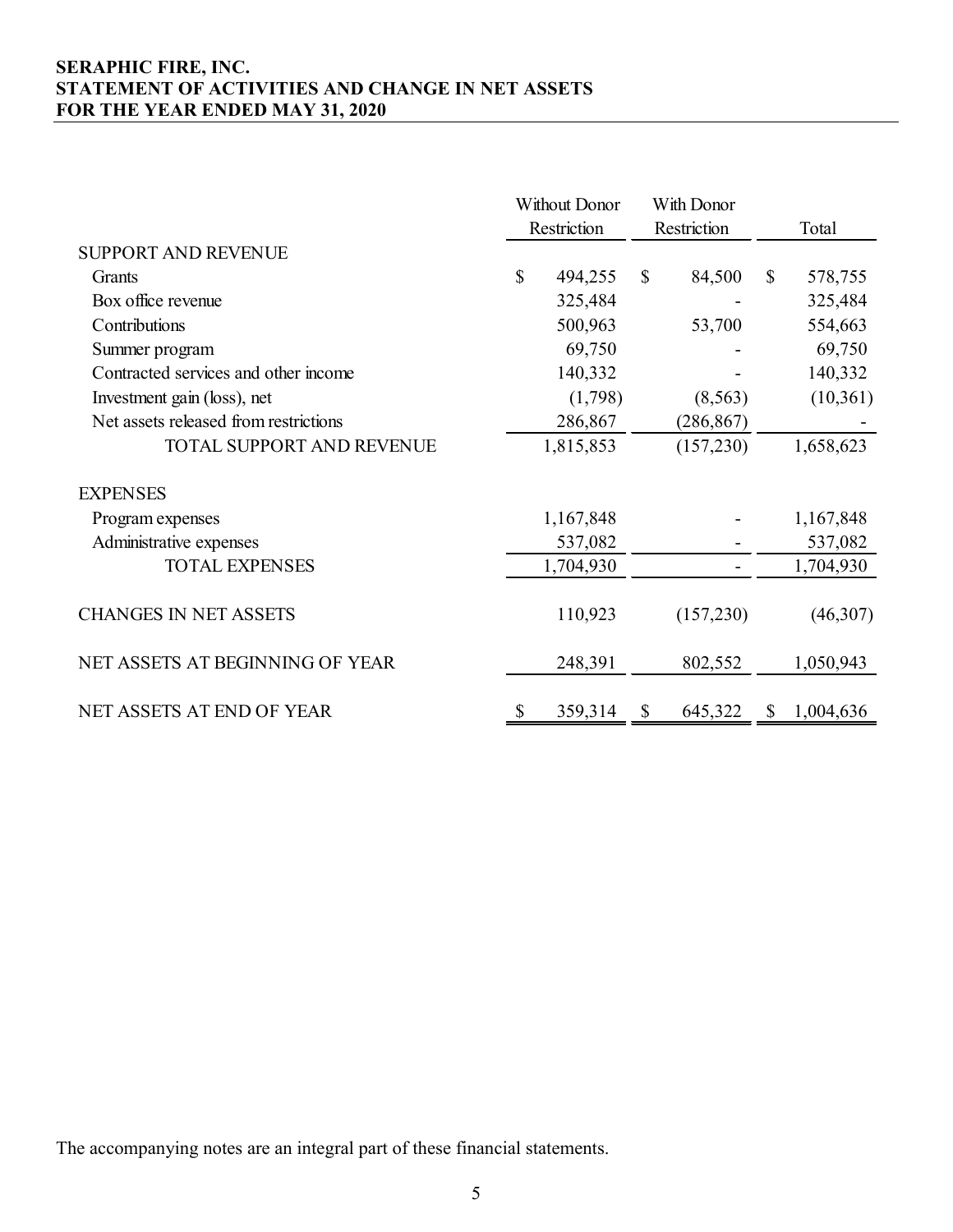**SERAPHIC FIRE, INC.**
**STATEMENT OF ACTIVITIES AND CHANGE IN NET ASSETS**
**FOR THE YEAR ENDED MAY 31, 2020**

| | Without Donor Restriction | With Donor Restriction | Total |
|---|---|---|---|
| SUPPORT AND REVENUE | | | |
| Grants | $ 494,255 | $ 84,500 | $ 578,755 |
| Box office revenue | 325,484 | - | 325,484 |
| Contributions | 500,963 | 53,700 | 554,663 |
| Summer program | 69,750 | - | 69,750 |
| Contracted services and other income | 140,332 | - | 140,332 |
| Investment gain (loss), net | (1,798) | (8,563) | (10,361) |
| Net assets released from restrictions | 286,867 | (286,867) | - |
| TOTAL SUPPORT AND REVENUE | 1,815,853 | (157,230) | 1,658,623 |
| EXPENSES | | | |
| Program expenses | 1,167,848 | - | 1,167,848 |
| Administrative expenses | 537,082 | - | 537,082 |
| TOTAL EXPENSES | 1,704,930 | - | 1,704,930 |
| CHANGES IN NET ASSETS | 110,923 | (157,230) | (46,307) |
| NET ASSETS AT BEGINNING OF YEAR | 248,391 | 802,552 | 1,050,943 |
| NET ASSETS AT END OF YEAR | $ 359,314 | $ 645,322 | $ 1,004,636 |

The accompanying notes are an integral part of these financial statements.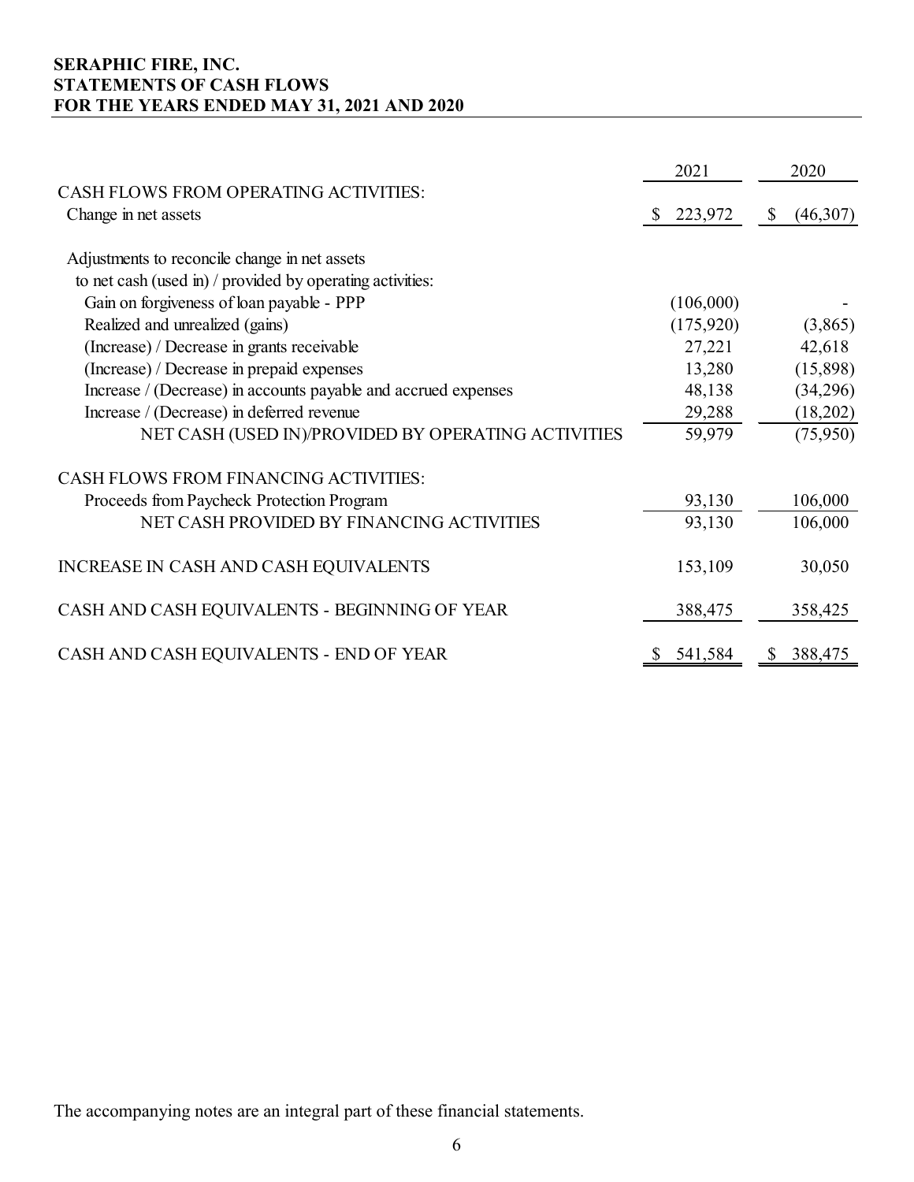**SERAPHIC FIRE, INC.**
**STATEMENTS OF CASH FLOWS**
**FOR THE YEARS ENDED MAY 31, 2021 AND 2020**

| | 2021 | 2020 |
|---|---|---|
| CASH FLOWS FROM OPERATING ACTIVITIES: | | |
| Change in net assets | $ 223,972 | $ (46,307) |
| | | |
| Adjustments to reconcile change in net assets to net cash (used in) / provided by operating activities: | | |
| Gain on forgiveness of loan payable - PPP | (106,000) | - |
| Realized and unrealized (gains) | (175,920) | (3,865) |
| (Increase) / Decrease in grants receivable | 27,221 | 42,618 |
| (Increase) / Decrease in prepaid expenses | 13,280 | (15,898) |
| Increase / (Decrease) in accounts payable and accrued expenses | 48,138 | (34,296) |
| Increase / (Decrease) in deferred revenue | 29,288 | (18,202) |
| NET CASH (USED IN)/PROVIDED BY OPERATING ACTIVITIES | 59,979 | (75,950) |
| | | |
| CASH FLOWS FROM FINANCING ACTIVITIES: | | |
| Proceeds from Paycheck Protection Program | 93,130 | 106,000 |
| NET CASH PROVIDED BY FINANCING ACTIVITIES | 93,130 | 106,000 |
| | | |
| INCREASE IN CASH AND CASH EQUIVALENTS | 153,109 | 30,050 |
| | | |
| CASH AND CASH EQUIVALENTS - BEGINNING OF YEAR | 388,475 | 358,425 |
| | | |
| CASH AND CASH EQUIVALENTS - END OF YEAR | $ 541,584 | $ 388,475 |

The accompanying notes are an integral part of these financial statements.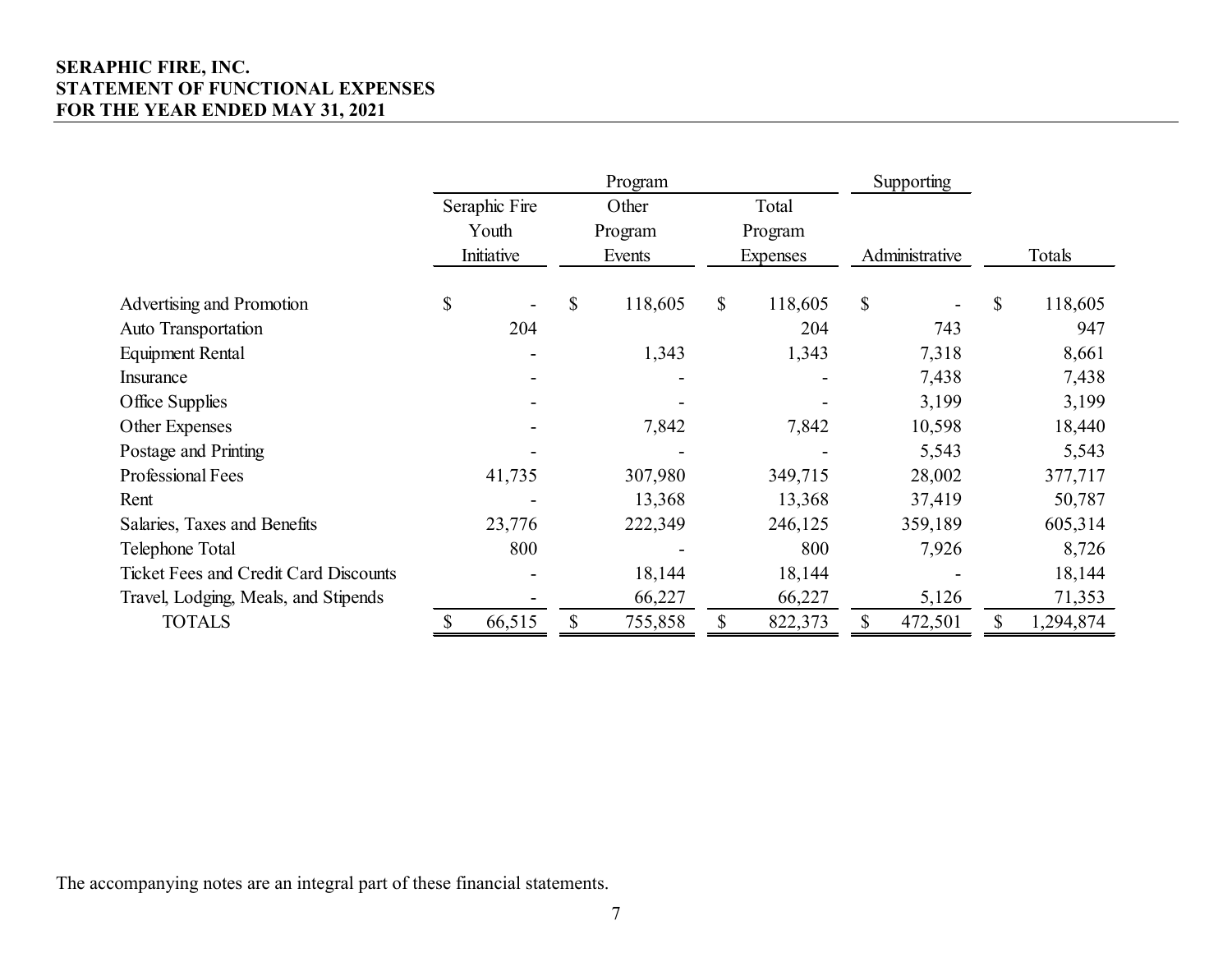**SERAPHIC FIRE, INC.**
**STATEMENT OF FUNCTIONAL EXPENSES**
**FOR THE YEAR ENDED MAY 31, 2021**

| | Program | | | Supporting | |
|---|---|---|---|---|---|
| | Seraphic Fire Youth Initiative | Other Program Events | Total Program Expenses | Administrative | Totals |
| Advertising and Promotion | $ - | $ 118,605 | $ 118,605 | $ - | $ 118,605 |
| Auto Transportation | 204 | | 204 | 743 | 947 |
| Equipment Rental | - | 1,343 | 1,343 | 7,318 | 8,661 |
| Insurance | - | - | - | 7,438 | 7,438 |
| Office Supplies | - | - | - | 3,199 | 3,199 |
| Other Expenses | - | 7,842 | 7,842 | 10,598 | 18,440 |
| Postage and Printing | - | - | - | 5,543 | 5,543 |
| Professional Fees | 41,735 | 307,980 | 349,715 | 28,002 | 377,717 |
| Rent | - | 13,368 | 13,368 | 37,419 | 50,787 |
| Salaries, Taxes and Benefits | 23,776 | 222,349 | 246,125 | 359,189 | 605,314 |
| Telephone Total | 800 | - | 800 | 7,926 | 8,726 |
| Ticket Fees and Credit Card Discounts | - | 18,144 | 18,144 | - | 18,144 |
| Travel, Lodging, Meals, and Stipends | - | 66,227 | 66,227 | 5,126 | 71,353 |
| TOTALS | $ 66,515 | $ 755,858 | $ 822,373 | $ 472,501 | $ 1,294,874 |

The accompanying notes are an integral part of these financial statements.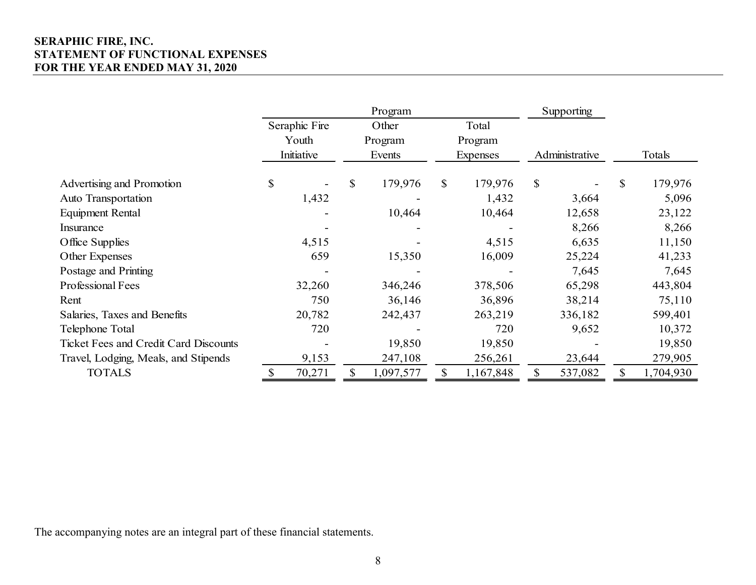**SERAPHIC FIRE, INC.**
**STATEMENT OF FUNCTIONAL EXPENSES**
**FOR THE YEAR ENDED MAY 31, 2020**

| | Program | | | Supporting | |
|---|---|---|---|---|---|
| | Seraphic Fire Youth Initiative | Other Program Events | Total Program Expenses | Administrative | Totals |
| Advertising and Promotion | $ - | $ 179,976 | $ 179,976 | $ - | $ 179,976 |
| Auto Transportation | 1,432 | - | 1,432 | 3,664 | 5,096 |
| Equipment Rental | - | 10,464 | 10,464 | 12,658 | 23,122 |
| Insurance | - | - | - | 8,266 | 8,266 |
| Office Supplies | 4,515 | - | 4,515 | 6,635 | 11,150 |
| Other Expenses | 659 | 15,350 | 16,009 | 25,224 | 41,233 |
| Postage and Printing | - | - | - | 7,645 | 7,645 |
| Professional Fees | 32,260 | 346,246 | 378,506 | 65,298 | 443,804 |
| Rent | 750 | 36,146 | 36,896 | 38,214 | 75,110 |
| Salaries, Taxes and Benefits | 20,782 | 242,437 | 263,219 | 336,182 | 599,401 |
| Telephone Total | 720 | - | 720 | 9,652 | 10,372 |
| Ticket Fees and Credit Card Discounts | - | 19,850 | 19,850 | - | 19,850 |
| Travel, Lodging, Meals, and Stipends | 9,153 | 247,108 | 256,261 | 23,644 | 279,905 |
| TOTALS | $ 70,271 | $ 1,097,577 | $ 1,167,848 | $ 537,082 | $ 1,704,930 |

The accompanying notes are an integral part of these financial statements.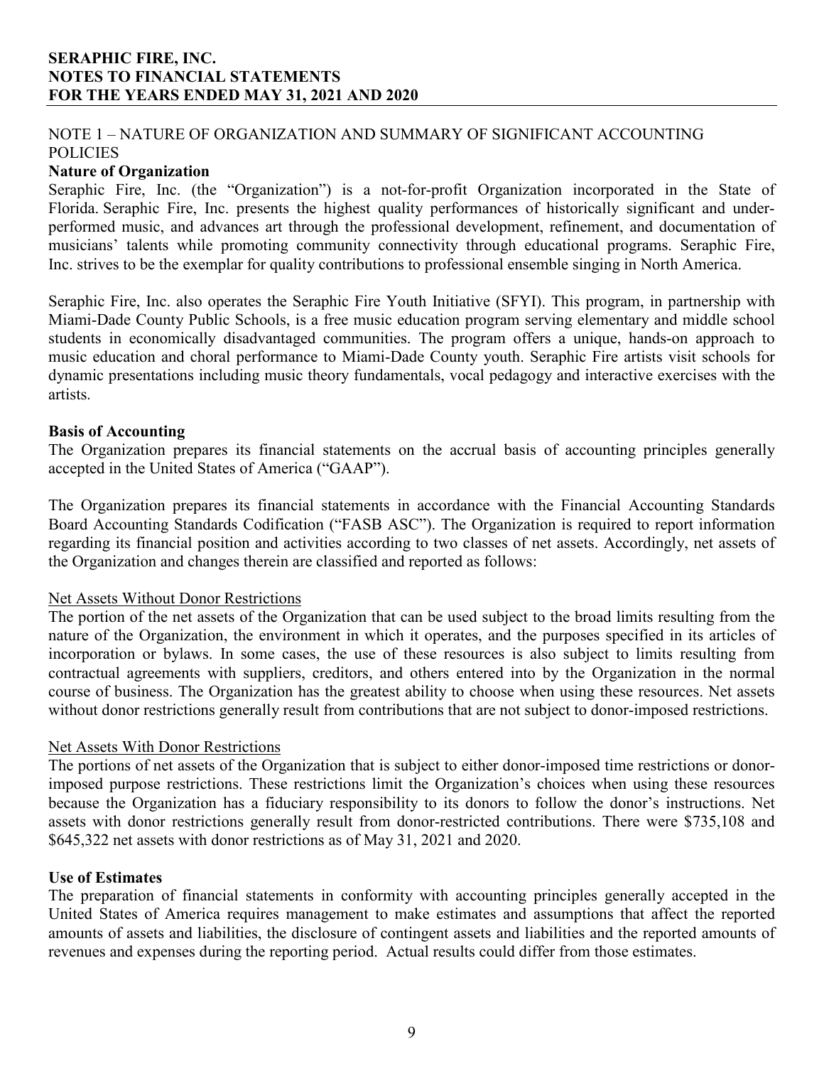# SERAPHIC FIRE, INC.
# NOTES TO FINANCIAL STATEMENTS
# FOR THE YEARS ENDED MAY 31, 2021 AND 2020

## NOTE 1 – NATURE OF ORGANIZATION AND SUMMARY OF SIGNIFICANT ACCOUNTING POLICIES

**Nature of Organization**

Seraphic Fire, Inc. (the "Organization") is a not-for-profit Organization incorporated in the State of Florida. Seraphic Fire, Inc. presents the highest quality performances of historically significant and under-performed music, and advances art through the professional development, refinement, and documentation of musicians' talents while promoting community connectivity through educational programs. Seraphic Fire, Inc. strives to be the exemplar for quality contributions to professional ensemble singing in North America.

Seraphic Fire, Inc. also operates the Seraphic Fire Youth Initiative (SFYI). This program, in partnership with Miami-Dade County Public Schools, is a free music education program serving elementary and middle school students in economically disadvantaged communities. The program offers a unique, hands-on approach to music education and choral performance to Miami-Dade County youth. Seraphic Fire artists visit schools for dynamic presentations including music theory fundamentals, vocal pedagogy and interactive exercises with the artists.

**Basis of Accounting**

The Organization prepares its financial statements on the accrual basis of accounting principles generally accepted in the United States of America ("GAAP").

The Organization prepares its financial statements in accordance with the Financial Accounting Standards Board Accounting Standards Codification ("FASB ASC"). The Organization is required to report information regarding its financial position and activities according to two classes of net assets. Accordingly, net assets of the Organization and changes therein are classified and reported as follows:

Net Assets Without Donor Restrictions

The portion of the net assets of the Organization that can be used subject to the broad limits resulting from the nature of the Organization, the environment in which it operates, and the purposes specified in its articles of incorporation or bylaws. In some cases, the use of these resources is also subject to limits resulting from contractual agreements with suppliers, creditors, and others entered into by the Organization in the normal course of business. The Organization has the greatest ability to choose when using these resources. Net assets without donor restrictions generally result from contributions that are not subject to donor-imposed restrictions.

Net Assets With Donor Restrictions

The portions of net assets of the Organization that is subject to either donor-imposed time restrictions or donor-imposed purpose restrictions. These restrictions limit the Organization's choices when using these resources because the Organization has a fiduciary responsibility to its donors to follow the donor's instructions. Net assets with donor restrictions generally result from donor-restricted contributions. There were $735,108 and $645,322 net assets with donor restrictions as of May 31, 2021 and 2020.

**Use of Estimates**

The preparation of financial statements in conformity with accounting principles generally accepted in the United States of America requires management to make estimates and assumptions that affect the reported amounts of assets and liabilities, the disclosure of contingent assets and liabilities and the reported amounts of revenues and expenses during the reporting period. Actual results could differ from those estimates.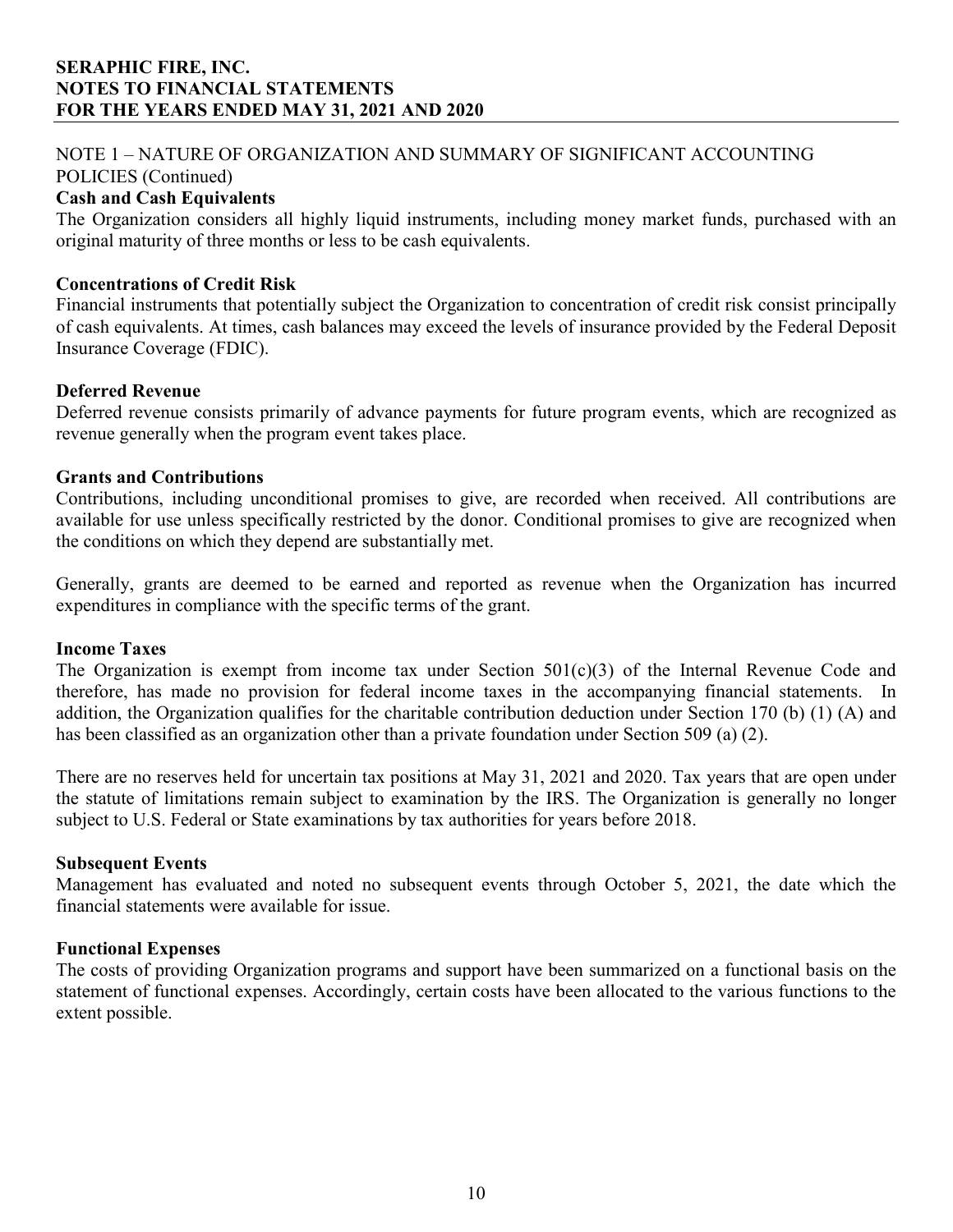NOTE 1 – NATURE OF ORGANIZATION AND SUMMARY OF SIGNIFICANT ACCOUNTING POLICIES (Continued)

**Cash and Cash Equivalents**

The Organization considers all highly liquid instruments, including money market funds, purchased with an original maturity of three months or less to be cash equivalents.

**Concentrations of Credit Risk**

Financial instruments that potentially subject the Organization to concentration of credit risk consist principally of cash equivalents. At times, cash balances may exceed the levels of insurance provided by the Federal Deposit Insurance Coverage (FDIC).

**Deferred Revenue**

Deferred revenue consists primarily of advance payments for future program events, which are recognized as revenue generally when the program event takes place.

**Grants and Contributions**

Contributions, including unconditional promises to give, are recorded when received. All contributions are available for use unless specifically restricted by the donor. Conditional promises to give are recognized when the conditions on which they depend are substantially met.

Generally, grants are deemed to be earned and reported as revenue when the Organization has incurred expenditures in compliance with the specific terms of the grant.

**Income Taxes**

The Organization is exempt from income tax under Section 501(c)(3) of the Internal Revenue Code and therefore, has made no provision for federal income taxes in the accompanying financial statements. In addition, the Organization qualifies for the charitable contribution deduction under Section 170 (b) (1) (A) and has been classified as an organization other than a private foundation under Section 509 (a) (2).

There are no reserves held for uncertain tax positions at May 31, 2021 and 2020. Tax years that are open under the statute of limitations remain subject to examination by the IRS. The Organization is generally no longer subject to U.S. Federal or State examinations by tax authorities for years before 2018.

**Subsequent Events**

Management has evaluated and noted no subsequent events through October 5, 2021, the date which the financial statements were available for issue.

**Functional Expenses**

The costs of providing Organization programs and support have been summarized on a functional basis on the statement of functional expenses. Accordingly, certain costs have been allocated to the various functions to the extent possible.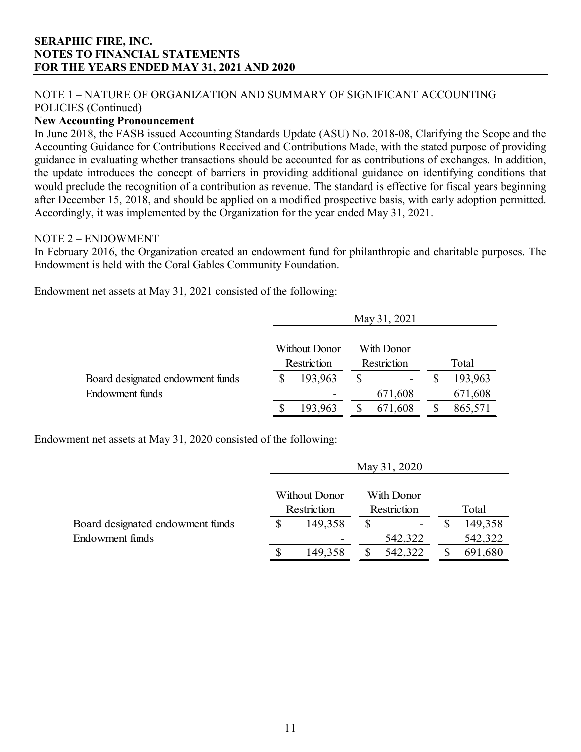NOTE 1 – NATURE OF ORGANIZATION AND SUMMARY OF SIGNIFICANT ACCOUNTING POLICIES (Continued)

**New Accounting Pronouncement**

In June 2018, the FASB issued Accounting Standards Update (ASU) No. 2018-08, Clarifying the Scope and the Accounting Guidance for Contributions Received and Contributions Made, with the stated purpose of providing guidance in evaluating whether transactions should be accounted for as contributions of exchanges. In addition, the update introduces the concept of barriers in providing additional guidance on identifying conditions that would preclude the recognition of a contribution as revenue. The standard is effective for fiscal years beginning after December 15, 2018, and should be applied on a modified prospective basis, with early adoption permitted. Accordingly, it was implemented by the Organization for the year ended May 31, 2021.

NOTE 2 – ENDOWMENT

In February 2016, the Organization created an endowment fund for philanthropic and charitable purposes. The Endowment is held with the Coral Gables Community Foundation.

Endowment net assets at May 31, 2021 consisted of the following:

| | May 31, 2021 | | |
|---|---|---|---|
| | Without Donor Restriction | With Donor Restriction | Total |
| Board designated endowment funds | $ 193,963 | $ - | $ 193,963 |
| Endowment funds | - | 671,608 | 671,608 |
| | $ 193,963 | $ 671,608 | $ 865,571 |

Endowment net assets at May 31, 2020 consisted of the following:

| | May 31, 2020 | | |
|---|---|---|---|
| | Without Donor Restriction | With Donor Restriction | Total |
| Board designated endowment funds | $ 149,358 | $ - | $ 149,358 |
| Endowment funds | - | 542,322 | 542,322 |
| | $ 149,358 | $ 542,322 | $ 691,680 |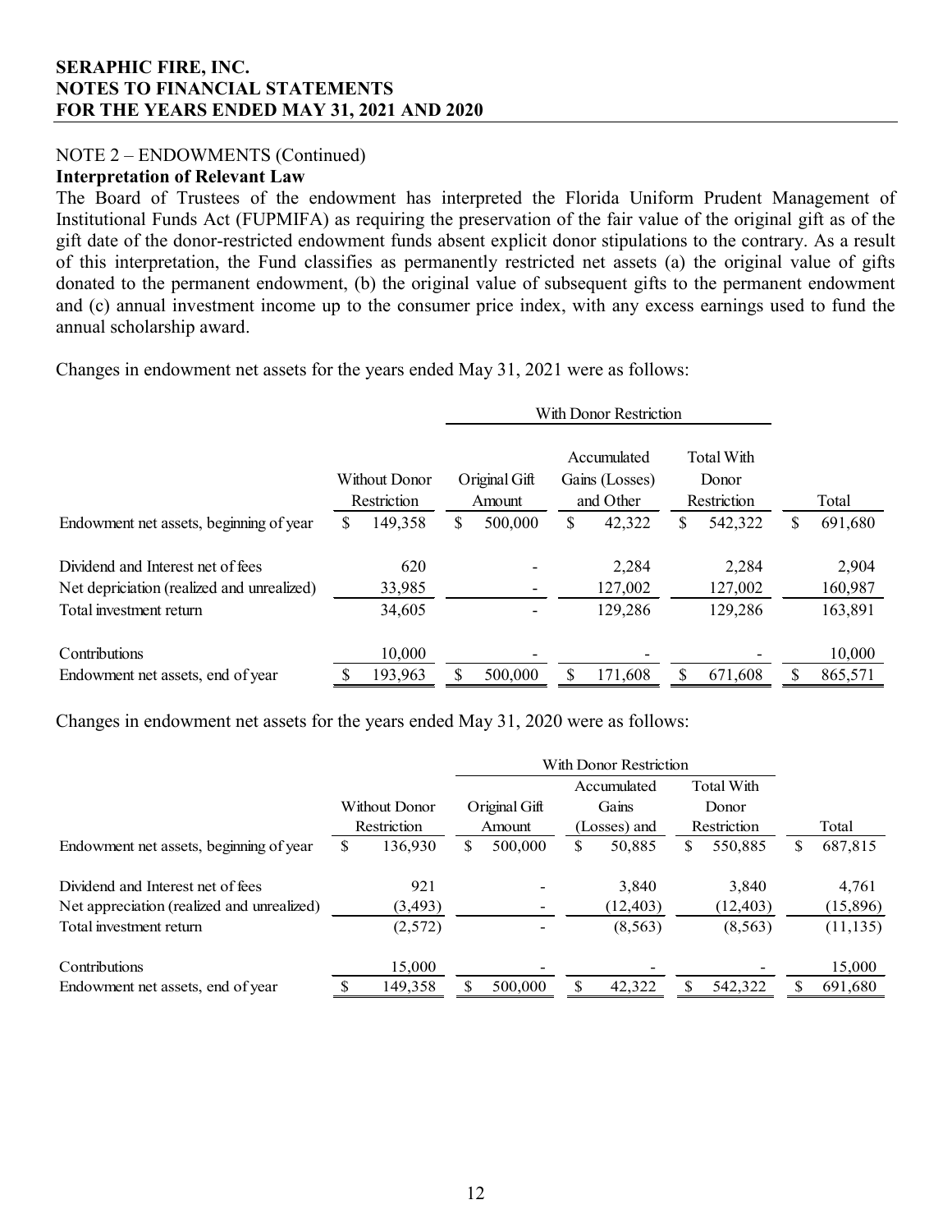NOTE 2 – ENDOWMENTS (Continued)

**Interpretation of Relevant Law**

The Board of Trustees of the endowment has interpreted the Florida Uniform Prudent Management of Institutional Funds Act (FUPMIFA) as requiring the preservation of the fair value of the original gift as of the gift date of the donor-restricted endowment funds absent explicit donor stipulations to the contrary. As a result of this interpretation, the Fund classifies as permanently restricted net assets (a) the original value of gifts donated to the permanent endowment, (b) the original value of subsequent gifts to the permanent endowment and (c) annual investment income up to the consumer price index, with any excess earnings used to fund the annual scholarship award.

Changes in endowment net assets for the years ended May 31, 2021 were as follows:

| | | With Donor Restriction | | | |
|---|---|---|---|---|---|
| | Without Donor Restriction | Original Gift Amount | Accumulated Gains (Losses) and Other | Total With Donor Restriction | Total |
| Endowment net assets, beginning of year | $ 149,358 | $ 500,000 | $ 42,322 | $ 542,322 | $ 691,680 |
| Dividend and Interest net of fees | 620 | - | 2,284 | 2,284 | 2,904 |
| Net depriciation (realized and unrealized) | 33,985 | - | 127,002 | 127,002 | 160,987 |
| Total investment return | 34,605 | - | 129,286 | 129,286 | 163,891 |
| Contributions | 10,000 | - | - | - | 10,000 |
| Endowment net assets, end of year | $ 193,963 | $ 500,000 | $ 171,608 | $ 671,608 | $ 865,571 |

Changes in endowment net assets for the years ended May 31, 2020 were as follows:

| | | With Donor Restriction | | | |
|---|---|---|---|---|---|
| | Without Donor Restriction | Original Gift Amount | Accumulated Gains (Losses) and | Total With Donor Restriction | Total |
| Endowment net assets, beginning of year | $ 136,930 | $ 500,000 | $ 50,885 | $ 550,885 | $ 687,815 |
| Dividend and Interest net of fees | 921 | - | 3,840 | 3,840 | 4,761 |
| Net appreciation (realized and unrealized) | (3,493) | - | (12,403) | (12,403) | (15,896) |
| Total investment return | (2,572) | - | (8,563) | (8,563) | (11,135) |
| Contributions | 15,000 | - | - | - | 15,000 |
| Endowment net assets, end of year | $ 149,358 | $ 500,000 | $ 42,322 | $ 542,322 | $ 691,680 |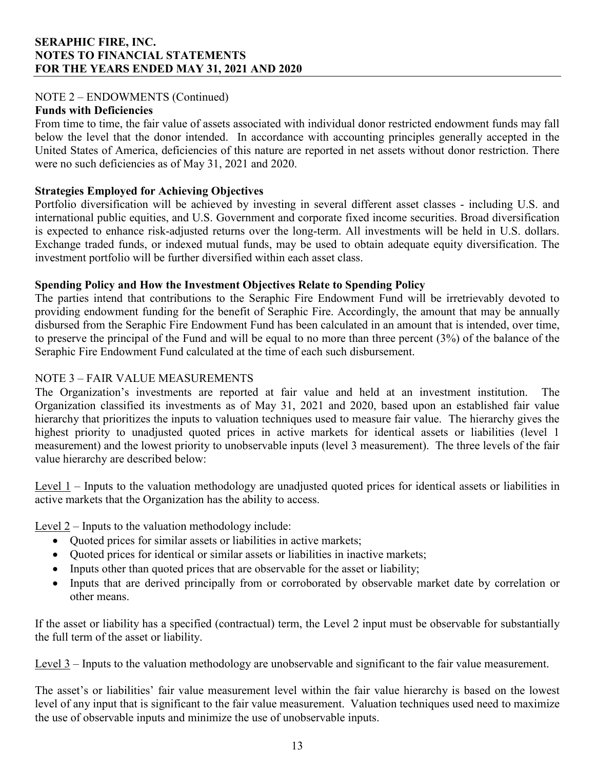NOTE 2 – ENDOWMENTS (Continued)

**Funds with Deficiencies**

From time to time, the fair value of assets associated with individual donor restricted endowment funds may fall below the level that the donor intended. In accordance with accounting principles generally accepted in the United States of America, deficiencies of this nature are reported in net assets without donor restriction. There were no such deficiencies as of May 31, 2021 and 2020.

**Strategies Employed for Achieving Objectives**

Portfolio diversification will be achieved by investing in several different asset classes - including U.S. and international public equities, and U.S. Government and corporate fixed income securities. Broad diversification is expected to enhance risk-adjusted returns over the long-term. All investments will be held in U.S. dollars. Exchange traded funds, or indexed mutual funds, may be used to obtain adequate equity diversification. The investment portfolio will be further diversified within each asset class.

**Spending Policy and How the Investment Objectives Relate to Spending Policy**

The parties intend that contributions to the Seraphic Fire Endowment Fund will be irretrievably devoted to providing endowment funding for the benefit of Seraphic Fire. Accordingly, the amount that may be annually disbursed from the Seraphic Fire Endowment Fund has been calculated in an amount that is intended, over time, to preserve the principal of the Fund and will be equal to no more than three percent (3%) of the balance of the Seraphic Fire Endowment Fund calculated at the time of each such disbursement.

NOTE 3 – FAIR VALUE MEASUREMENTS

The Organization's investments are reported at fair value and held at an investment institution. The Organization classified its investments as of May 31, 2021 and 2020, based upon an established fair value hierarchy that prioritizes the inputs to valuation techniques used to measure fair value. The hierarchy gives the highest priority to unadjusted quoted prices in active markets for identical assets or liabilities (level 1 measurement) and the lowest priority to unobservable inputs (level 3 measurement). The three levels of the fair value hierarchy are described below:

Level 1 – Inputs to the valuation methodology are unadjusted quoted prices for identical assets or liabilities in active markets that the Organization has the ability to access.

Level 2 – Inputs to the valuation methodology include:

- Quoted prices for similar assets or liabilities in active markets;
- Quoted prices for identical or similar assets or liabilities in inactive markets;
- Inputs other than quoted prices that are observable for the asset or liability;
- Inputs that are derived principally from or corroborated by observable market date by correlation or other means.

If the asset or liability has a specified (contractual) term, the Level 2 input must be observable for substantially the full term of the asset or liability.

Level 3 – Inputs to the valuation methodology are unobservable and significant to the fair value measurement.

The asset's or liabilities' fair value measurement level within the fair value hierarchy is based on the lowest level of any input that is significant to the fair value measurement. Valuation techniques used need to maximize the use of observable inputs and minimize the use of unobservable inputs.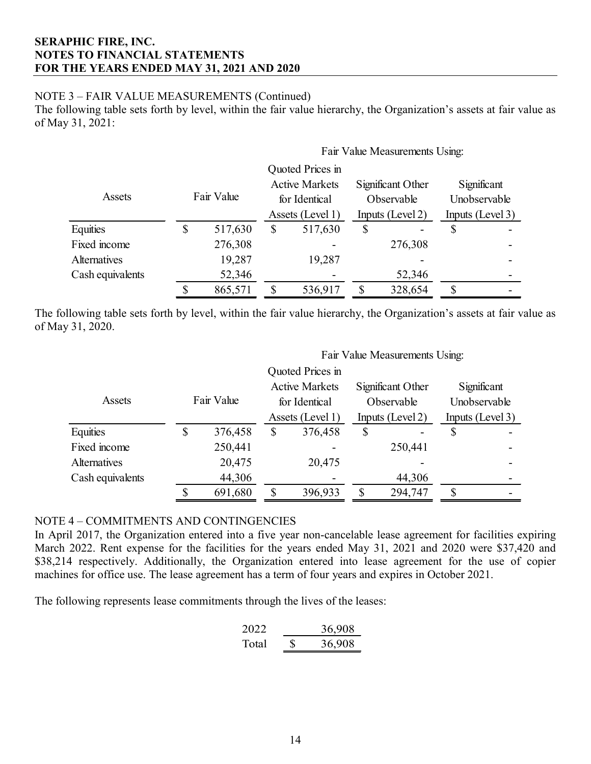**SERAPHIC FIRE, INC.**
**NOTES TO FINANCIAL STATEMENTS**
**FOR THE YEARS ENDED MAY 31, 2021 AND 2020**

NOTE 3 – FAIR VALUE MEASUREMENTS (Continued)

The following table sets forth by level, within the fair value hierarchy, the Organization's assets at fair value as of May 31, 2021:

| | | Fair Value Measurements Using: | | |
|---|---|---|---|---|
| Assets | Fair Value | Quoted Prices in Active Markets for Identical Assets (Level 1) | Significant Other Observable Inputs (Level 2) | Significant Unobservable Inputs (Level 3) |
| Equities | $ 517,630 | $ 517,630 | $ - | $ - |
| Fixed income | 276,308 | - | 276,308 | - |
| Alternatives | 19,287 | 19,287 | - | - |
| Cash equivalents | 52,346 | - | 52,346 | - |
| | $ 865,571 | $ 536,917 | $ 328,654 | $ - |

The following table sets forth by level, within the fair value hierarchy, the Organization's assets at fair value as of May 31, 2020.

| | | Fair Value Measurements Using: | | |
|---|---|---|---|---|
| Assets | Fair Value | Quoted Prices in Active Markets for Identical Assets (Level 1) | Significant Other Observable Inputs (Level 2) | Significant Unobservable Inputs (Level 3) |
| Equities | $ 376,458 | $ 376,458 | $ - | $ - |
| Fixed income | 250,441 | - | 250,441 | - |
| Alternatives | 20,475 | 20,475 | - | - |
| Cash equivalents | 44,306 | - | 44,306 | - |
| | $ 691,680 | $ 396,933 | $ 294,747 | $ - |

NOTE 4 – COMMITMENTS AND CONTINGENCIES

In April 2017, the Organization entered into a five year non-cancelable lease agreement for facilities expiring March 2022. Rent expense for the facilities for the years ended May 31, 2021 and 2020 were $37,420 and $38,214 respectively. Additionally, the Organization entered into lease agreement for the use of copier machines for office use. The lease agreement has a term of four years and expires in October 2021.

The following represents lease commitments through the lives of the leases:

| | |
|---|---|
| 2022 | 36,908 |
| Total | $ 36,908 |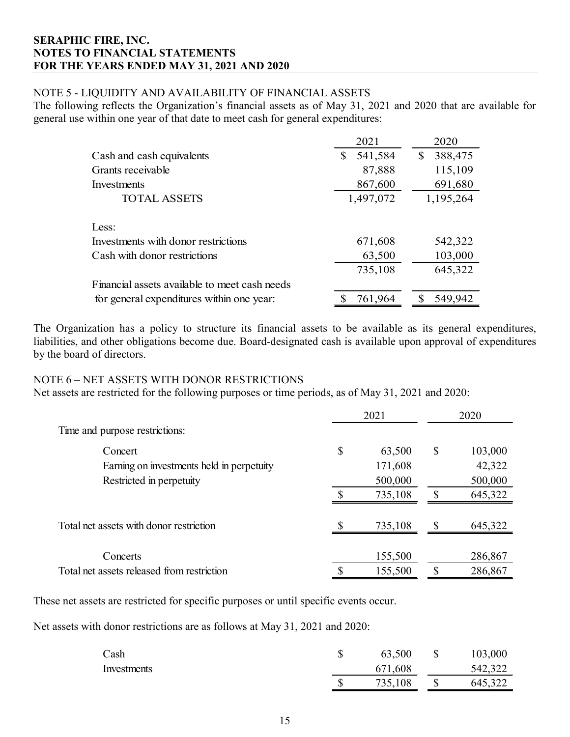**SERAPHIC FIRE, INC.**
**NOTES TO FINANCIAL STATEMENTS**
**FOR THE YEARS ENDED MAY 31, 2021 AND 2020**

NOTE 5 - LIQUIDITY AND AVAILABILITY OF FINANCIAL ASSETS

The following reflects the Organization's financial assets as of May 31, 2021 and 2020 that are available for general use within one year of that date to meet cash for general expenditures:

| | 2021 | 2020 |
|---|---|---|
| Cash and cash equivalents | $ 541,584 | $ 388,475 |
| Grants receivable | 87,888 | 115,109 |
| Investments | 867,600 | 691,680 |
| TOTAL ASSETS | 1,497,072 | 1,195,264 |
| Less: | | |
| Investments with donor restrictions | 671,608 | 542,322 |
| Cash with donor restrictions | 63,500 | 103,000 |
| | 735,108 | 645,322 |
| Financial assets available to meet cash needs for general expenditures within one year: | $ 761,964 | $ 549,942 |

The Organization has a policy to structure its financial assets to be available as its general expenditures, liabilities, and other obligations become due. Board-designated cash is available upon approval of expenditures by the board of directors.

NOTE 6 – NET ASSETS WITH DONOR RESTRICTIONS

Net assets are restricted for the following purposes or time periods, as of May 31, 2021 and 2020:

| | 2021 | 2020 |
|---|---|---|
| Time and purpose restrictions: | | |
| Concert | $ 63,500 | $ 103,000 |
| Earning on investments held in perpetuity | 171,608 | 42,322 |
| Restricted in perpetuity | 500,000 | 500,000 |
| | $ 735,108 | $ 645,322 |
| Total net assets with donor restriction | $ 735,108 | $ 645,322 |
| Concerts | 155,500 | 286,867 |
| Total net assets released from restriction | $ 155,500 | $ 286,867 |

These net assets are restricted for specific purposes or until specific events occur.

Net assets with donor restrictions are as follows at May 31, 2021 and 2020:

| | 2021 | 2020 |
|---|---|---|
| Cash | $ 63,500 | $ 103,000 |
| Investments | 671,608 | 542,322 |
| | $ 735,108 | $ 645,322 |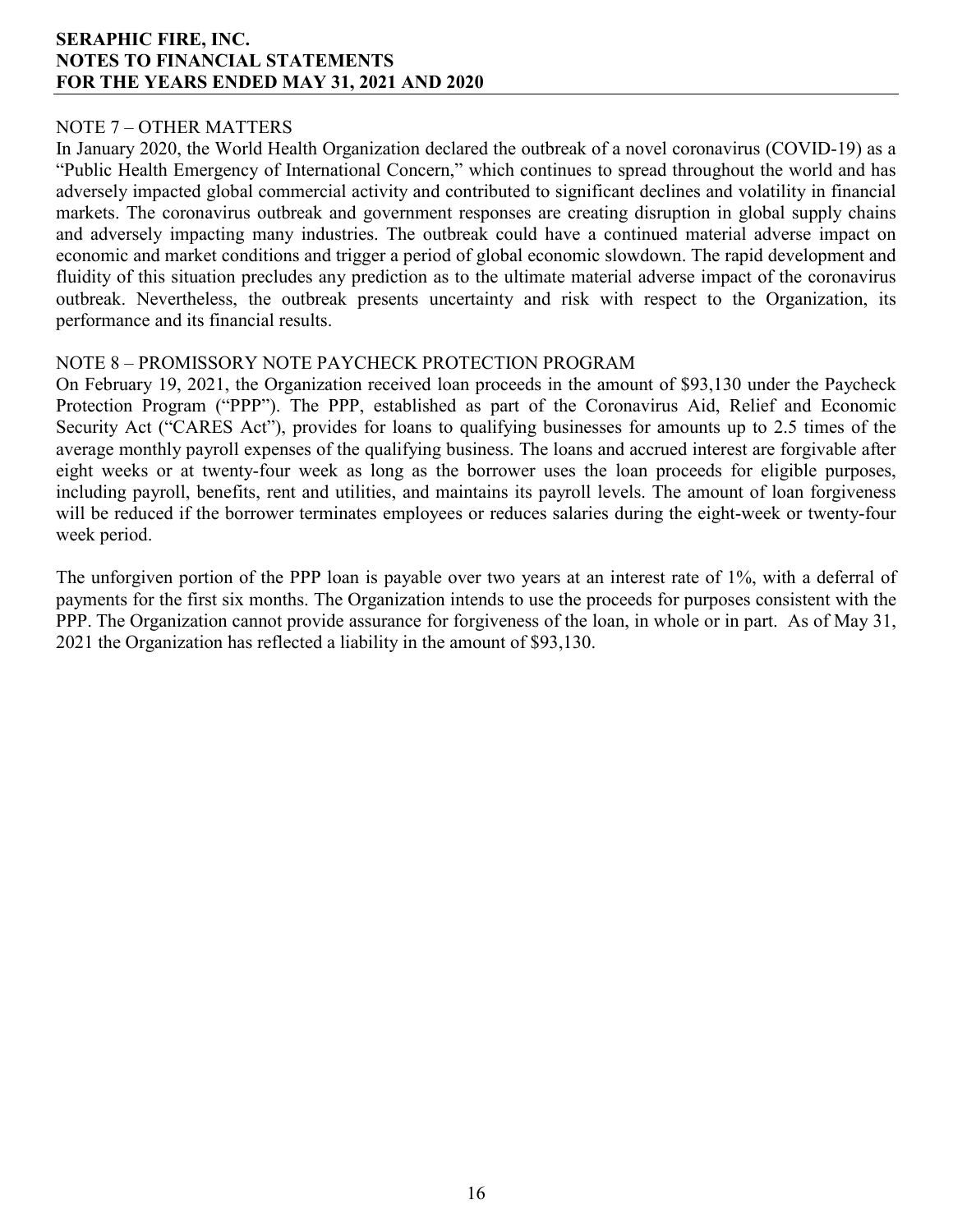## NOTE 7 – OTHER MATTERS

In January 2020, the World Health Organization declared the outbreak of a novel coronavirus (COVID-19) as a "Public Health Emergency of International Concern," which continues to spread throughout the world and has adversely impacted global commercial activity and contributed to significant declines and volatility in financial markets. The coronavirus outbreak and government responses are creating disruption in global supply chains and adversely impacting many industries. The outbreak could have a continued material adverse impact on economic and market conditions and trigger a period of global economic slowdown. The rapid development and fluidity of this situation precludes any prediction as to the ultimate material adverse impact of the coronavirus outbreak. Nevertheless, the outbreak presents uncertainty and risk with respect to the Organization, its performance and its financial results.

## NOTE 8 – PROMISSORY NOTE PAYCHECK PROTECTION PROGRAM

On February 19, 2021, the Organization received loan proceeds in the amount of $93,130 under the Paycheck Protection Program ("PPP"). The PPP, established as part of the Coronavirus Aid, Relief and Economic Security Act ("CARES Act"), provides for loans to qualifying businesses for amounts up to 2.5 times of the average monthly payroll expenses of the qualifying business. The loans and accrued interest are forgivable after eight weeks or at twenty-four week as long as the borrower uses the loan proceeds for eligible purposes, including payroll, benefits, rent and utilities, and maintains its payroll levels. The amount of loan forgiveness will be reduced if the borrower terminates employees or reduces salaries during the eight-week or twenty-four week period.

The unforgiven portion of the PPP loan is payable over two years at an interest rate of 1%, with a deferral of payments for the first six months. The Organization intends to use the proceeds for purposes consistent with the PPP. The Organization cannot provide assurance for forgiveness of the loan, in whole or in part. As of May 31, 2021 the Organization has reflected a liability in the amount of $93,130.